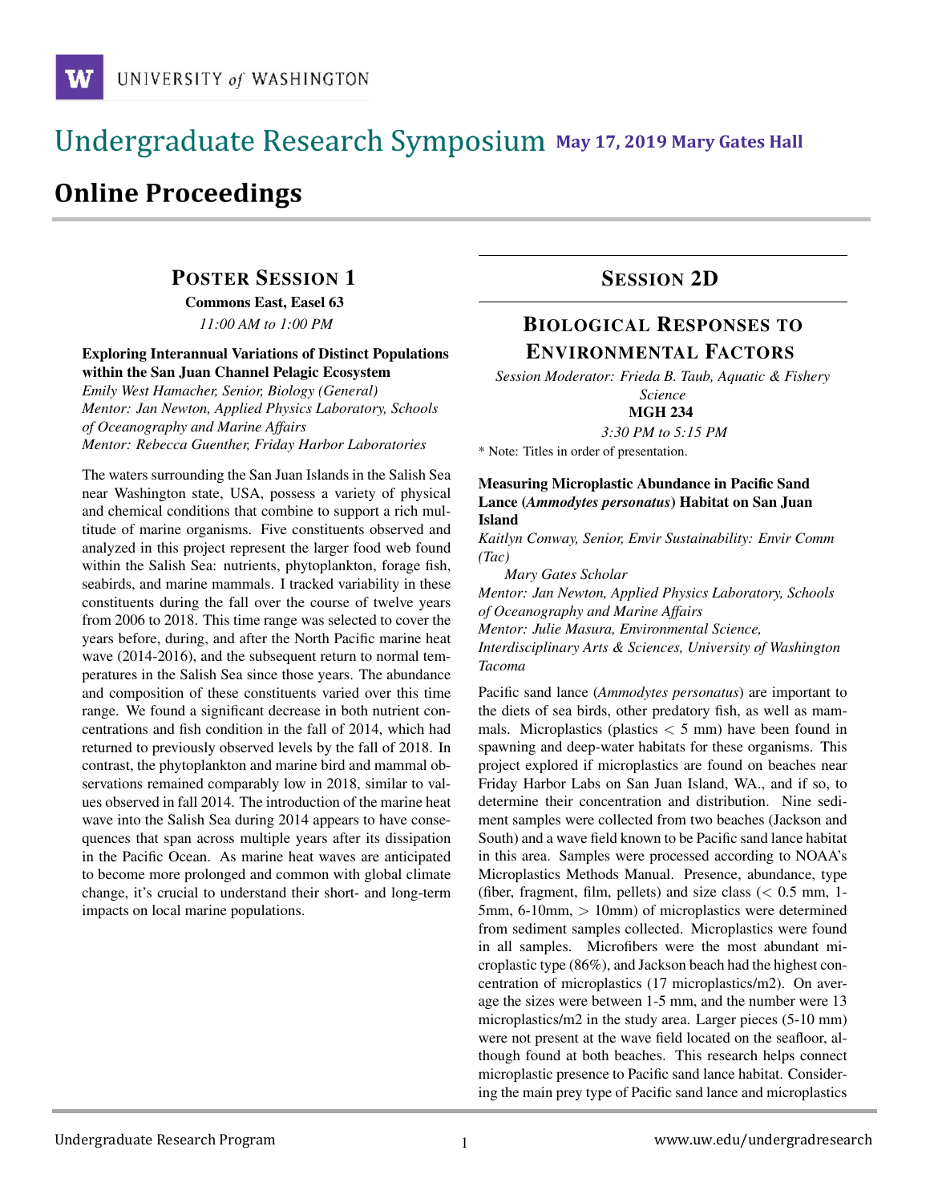# Undergraduate Research Symposium May 17, 2019 Mary Gates Hall

# Online Proceedings

## Poster Session 1

**Commons East, Easel 63**

*11:00 AM to 1:00 PM*

### Exploring Interannual Variations of Distinct Populations within the San Juan Channel Pelagic Ecosystem

*Emily West Hamacher, Senior, Biology (General)*
*Mentor: Jan Newton, Applied Physics Laboratory, Schools of Oceanography and Marine Affairs*
*Mentor: Rebecca Guenther, Friday Harbor Laboratories*

The waters surrounding the San Juan Islands in the Salish Sea near Washington state, USA, possess a variety of physical and chemical conditions that combine to support a rich multitude of marine organisms. Five constituents observed and analyzed in this project represent the larger food web found within the Salish Sea: nutrients, phytoplankton, forage fish, seabirds, and marine mammals. I tracked variability in these constituents during the fall over the course of twelve years from 2006 to 2018. This time range was selected to cover the years before, during, and after the North Pacific marine heat wave (2014-2016), and the subsequent return to normal temperatures in the Salish Sea since those years. The abundance and composition of these constituents varied over this time range. We found a significant decrease in both nutrient concentrations and fish condition in the fall of 2014, which had returned to previously observed levels by the fall of 2018. In contrast, the phytoplankton and marine bird and mammal observations remained comparably low in 2018, similar to values observed in fall 2014. The introduction of the marine heat wave into the Salish Sea during 2014 appears to have consequences that span across multiple years after its dissipation in the Pacific Ocean. As marine heat waves are anticipated to become more prolonged and common with global climate change, it's crucial to understand their short- and long-term impacts on local marine populations.

## Session 2D

## Biological Responses to Environmental Factors

*Session Moderator: Frieda B. Taub, Aquatic & Fishery Science*

**MGH 234**

*3:30 PM to 5:15 PM*

\* Note: Titles in order of presentation.

### Measuring Microplastic Abundance in Pacific Sand Lance (*Ammodytes personatus*) Habitat on San Juan Island

*Kaitlyn Conway, Senior, Envir Sustainability: Envir Comm (Tac)*
*Mary Gates Scholar*
*Mentor: Jan Newton, Applied Physics Laboratory, Schools of Oceanography and Marine Affairs*
*Mentor: Julie Masura, Environmental Science, Interdisciplinary Arts & Sciences, University of Washington Tacoma*

Pacific sand lance (*Ammodytes personatus*) are important to the diets of sea birds, other predatory fish, as well as mammals. Microplastics (plastics $< 5$ mm) have been found in spawning and deep-water habitats for these organisms. This project explored if microplastics are found on beaches near Friday Harbor Labs on San Juan Island, WA., and if so, to determine their concentration and distribution. Nine sediment samples were collected from two beaches (Jackson and South) and a wave field known to be Pacific sand lance habitat in this area. Samples were processed according to NOAA's Microplastics Methods Manual. Presence, abundance, type (fiber, fragment, film, pellets) and size class ($< 0.5$ mm, 1-5mm, 6-10mm, $> 10$mm) of microplastics were determined from sediment samples collected. Microplastics were found in all samples. Microfibers were the most abundant microplastic type (86%), and Jackson beach had the highest concentration of microplastics (17 microplastics/m2). On average the sizes were between 1-5 mm, and the number were 13 microplastics/m2 in the study area. Larger pieces (5-10 mm) were not present at the wave field located on the seafloor, although found at both beaches. This research helps connect microplastic presence to Pacific sand lance habitat. Considering the main prey type of Pacific sand lance and microplastics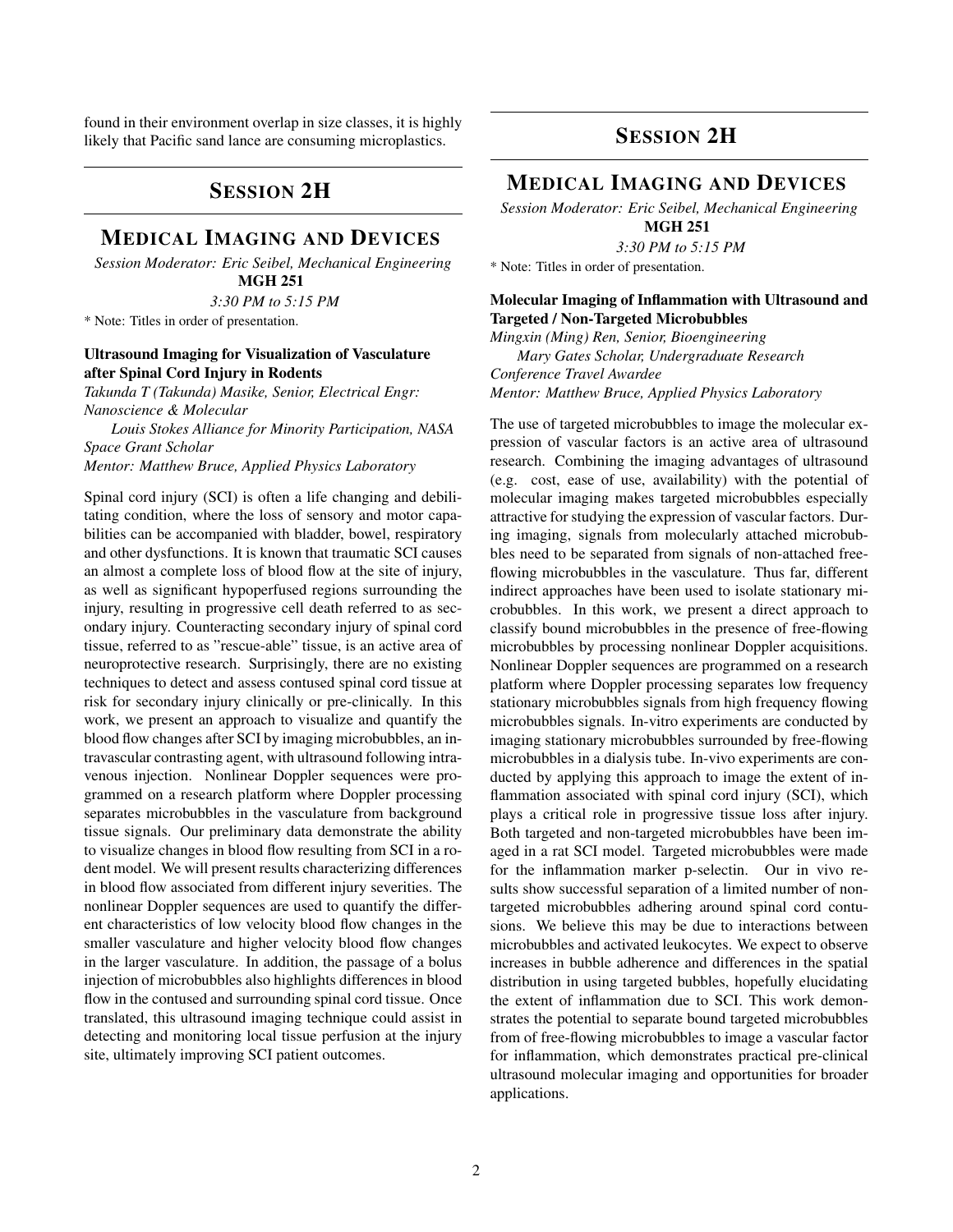found in their environment overlap in size classes, it is highly likely that Pacific sand lance are consuming microplastics.

## SESSION 2H

## MEDICAL IMAGING AND DEVICES

*Session Moderator: Eric Seibel, Mechanical Engineering*
**MGH 251**
*3:30 PM to 5:15 PM*

* Note: Titles in order of presentation.

### Ultrasound Imaging for Visualization of Vasculature after Spinal Cord Injury in Rodents

*Takunda T (Takunda) Masike, Senior, Electrical Engr: Nanoscience & Molecular*
*Louis Stokes Alliance for Minority Participation, NASA Space Grant Scholar*
*Mentor: Matthew Bruce, Applied Physics Laboratory*

Spinal cord injury (SCI) is often a life changing and debilitating condition, where the loss of sensory and motor capabilities can be accompanied with bladder, bowel, respiratory and other dysfunctions. It is known that traumatic SCI causes an almost a complete loss of blood flow at the site of injury, as well as significant hypoperfused regions surrounding the injury, resulting in progressive cell death referred to as secondary injury. Counteracting secondary injury of spinal cord tissue, referred to as "rescue-able" tissue, is an active area of neuroprotective research. Surprisingly, there are no existing techniques to detect and assess contused spinal cord tissue at risk for secondary injury clinically or pre-clinically. In this work, we present an approach to visualize and quantify the blood flow changes after SCI by imaging microbubbles, an intravascular contrasting agent, with ultrasound following intravenous injection. Nonlinear Doppler sequences were programmed on a research platform where Doppler processing separates microbubbles in the vasculature from background tissue signals. Our preliminary data demonstrate the ability to visualize changes in blood flow resulting from SCI in a rodent model. We will present results characterizing differences in blood flow associated from different injury severities. The nonlinear Doppler sequences are used to quantify the different characteristics of low velocity blood flow changes in the smaller vasculature and higher velocity blood flow changes in the larger vasculature. In addition, the passage of a bolus injection of microbubbles also highlights differences in blood flow in the contused and surrounding spinal cord tissue. Once translated, this ultrasound imaging technique could assist in detecting and monitoring local tissue perfusion at the injury site, ultimately improving SCI patient outcomes.

## SESSION 2H

## MEDICAL IMAGING AND DEVICES

*Session Moderator: Eric Seibel, Mechanical Engineering*
**MGH 251**
*3:30 PM to 5:15 PM*

* Note: Titles in order of presentation.

### Molecular Imaging of Inflammation with Ultrasound and Targeted / Non-Targeted Microbubbles

*Mingxin (Ming) Ren, Senior, Bioengineering*
*Mary Gates Scholar, Undergraduate Research Conference Travel Awardee*
*Mentor: Matthew Bruce, Applied Physics Laboratory*

The use of targeted microbubbles to image the molecular expression of vascular factors is an active area of ultrasound research. Combining the imaging advantages of ultrasound (e.g. cost, ease of use, availability) with the potential of molecular imaging makes targeted microbubbles especially attractive for studying the expression of vascular factors. During imaging, signals from molecularly attached microbubbles need to be separated from signals of non-attached free-flowing microbubbles in the vasculature. Thus far, different indirect approaches have been used to isolate stationary microbubbles. In this work, we present a direct approach to classify bound microbubbles in the presence of free-flowing microbubbles by processing nonlinear Doppler acquisitions. Nonlinear Doppler sequences are programmed on a research platform where Doppler processing separates low frequency stationary microbubbles signals from high frequency flowing microbubbles signals. In-vitro experiments are conducted by imaging stationary microbubbles surrounded by free-flowing microbubbles in a dialysis tube. In-vivo experiments are conducted by applying this approach to image the extent of inflammation associated with spinal cord injury (SCI), which plays a critical role in progressive tissue loss after injury. Both targeted and non-targeted microbubbles have been imaged in a rat SCI model. Targeted microbubbles were made for the inflammation marker p-selectin. Our in vivo results show successful separation of a limited number of non-targeted microbubbles adhering around spinal cord contusions. We believe this may be due to interactions between microbubbles and activated leukocytes. We expect to observe increases in bubble adherence and differences in the spatial distribution in using targeted bubbles, hopefully elucidating the extent of inflammation due to SCI. This work demonstrates the potential to separate bound targeted microbubbles from of free-flowing microbubbles to image a vascular factor for inflammation, which demonstrates practical pre-clinical ultrasound molecular imaging and opportunities for broader applications.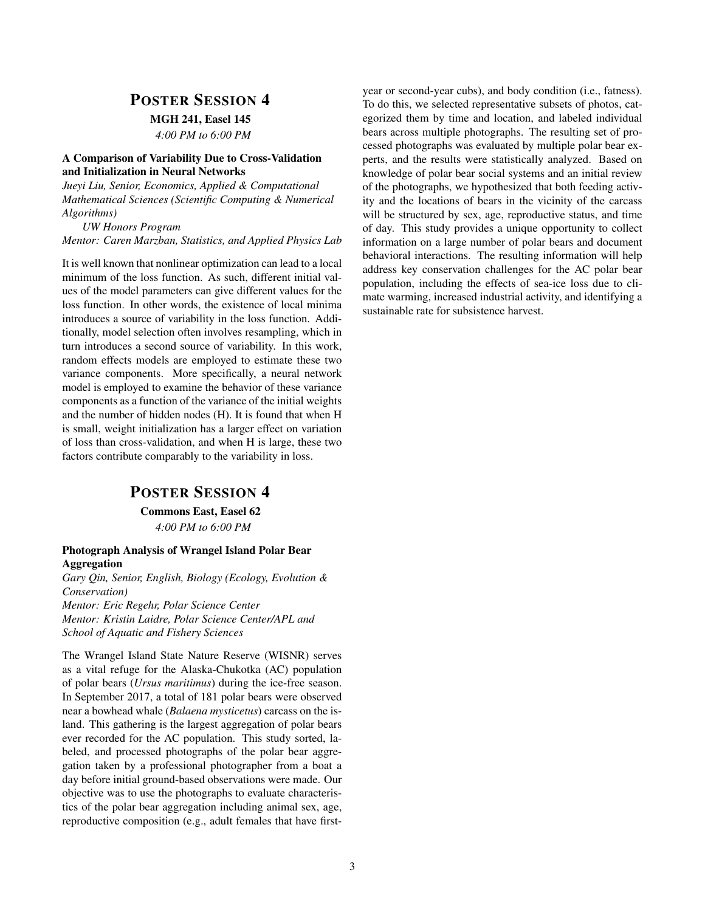## POSTER SESSION 4

**MGH 241, Easel 145**

*4:00 PM to 6:00 PM*

### A Comparison of Variability Due to Cross-Validation and Initialization in Neural Networks

*Jueyi Liu, Senior, Economics, Applied & Computational Mathematical Sciences (Scientific Computing & Numerical Algorithms)*

*UW Honors Program*

*Mentor: Caren Marzban, Statistics, and Applied Physics Lab*

It is well known that nonlinear optimization can lead to a local minimum of the loss function. As such, different initial values of the model parameters can give different values for the loss function. In other words, the existence of local minima introduces a source of variability in the loss function. Additionally, model selection often involves resampling, which in turn introduces a second source of variability. In this work, random effects models are employed to estimate these two variance components. More specifically, a neural network model is employed to examine the behavior of these variance components as a function of the variance of the initial weights and the number of hidden nodes (H). It is found that when H is small, weight initialization has a larger effect on variation of loss than cross-validation, and when H is large, these two factors contribute comparably to the variability in loss.

## POSTER SESSION 4

**Commons East, Easel 62**

*4:00 PM to 6:00 PM*

### Photograph Analysis of Wrangel Island Polar Bear Aggregation

*Gary Qin, Senior, English, Biology (Ecology, Evolution & Conservation)*

*Mentor: Eric Regehr, Polar Science Center*

*Mentor: Kristin Laidre, Polar Science Center/APL and School of Aquatic and Fishery Sciences*

The Wrangel Island State Nature Reserve (WISNR) serves as a vital refuge for the Alaska-Chukotka (AC) population of polar bears (*Ursus maritimus*) during the ice-free season. In September 2017, a total of 181 polar bears were observed near a bowhead whale (*Balaena mysticetus*) carcass on the island. This gathering is the largest aggregation of polar bears ever recorded for the AC population. This study sorted, labeled, and processed photographs of the polar bear aggregation taken by a professional photographer from a boat a day before initial ground-based observations were made. Our objective was to use the photographs to evaluate characteristics of the polar bear aggregation including animal sex, age, reproductive composition (e.g., adult females that have first-year or second-year cubs), and body condition (i.e., fatness). To do this, we selected representative subsets of photos, categorized them by time and location, and labeled individual bears across multiple photographs. The resulting set of processed photographs was evaluated by multiple polar bear experts, and the results were statistically analyzed. Based on knowledge of polar bear social systems and an initial review of the photographs, we hypothesized that both feeding activity and the locations of bears in the vicinity of the carcass will be structured by sex, age, reproductive status, and time of day. This study provides a unique opportunity to collect information on a large number of polar bears and document behavioral interactions. The resulting information will help address key conservation challenges for the AC polar bear population, including the effects of sea-ice loss due to climate warming, increased industrial activity, and identifying a sustainable rate for subsistence harvest.